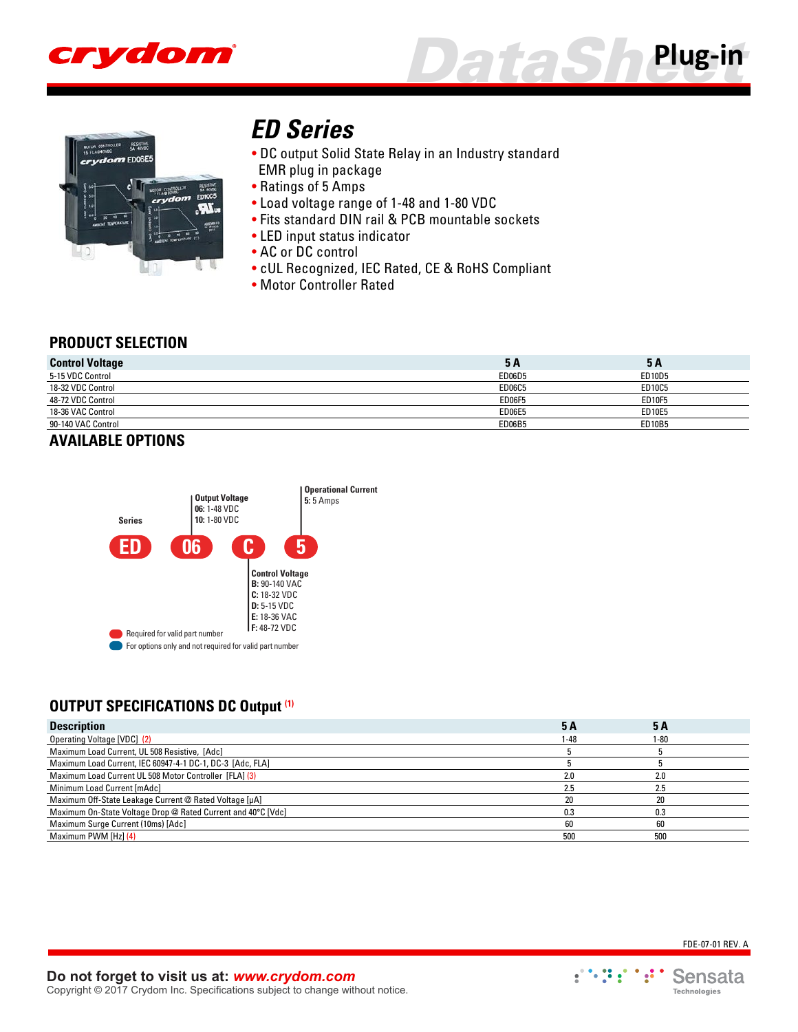# ED Series

- DC output Solid State Relay in an Industry standard EMR plug in package
- Ratings of 5 Amps
- Load voltage range of 1-48 and 1-80 VDC
- Fits standard DIN rail & PCB mountable sockets
- LED input status indicator
- AC or DC control
- cUL Recognized, IEC Rated, CE & RoHS Compliant
- Motor Controller Rated

## PRODUCT SELECTION

| Control Voltage | 5 A | 5 A |
|---|---|---|
| 5-15 VDC Control | ED06D5 | ED10D5 |
| 18-32 VDC Control | ED06C5 | ED10C5 |
| 48-72 VDC Control | ED06F5 | ED10F5 |
| 18-36 VAC Control | ED06E5 | ED10E5 |
| 90-140 VAC Control | ED06B5 | ED10B5 |

## AVAILABLE OPTIONS

**ED** — Series

**06** — Output Voltage
- 06: 1-48 VDC
- 10: 1-80 VDC

**C** — Control Voltage
- B: 90-140 VAC
- C: 18-32 VDC
- D: 5-15 VDC
- E: 18-36 VAC
- F: 48-72 VDC

**5** — Operational Current
- 5: 5 Amps

Required for valid part number

For options only and not required for valid part number

## OUTPUT SPECIFICATIONS DC Output (1)

| Description | 5 A | 5 A |
|---|---|---|
| Operating Voltage [VDC] (2) | 1-48 | 1-80 |
| Maximum Load Current, UL 508 Resistive, [Adc] | 5 | 5 |
| Maximum Load Current, IEC 60947-4-1 DC-1, DC-3 [Adc, FLA] | 5 | 5 |
| Maximum Load Current UL 508 Motor Controller [FLA] (3) | 2.0 | 2.0 |
| Minimum Load Current [mAdc] | 2.5 | 2.5 |
| Maximum Off-State Leakage Current @ Rated Voltage [μA] | 20 | 20 |
| Maximum On-State Voltage Drop @ Rated Current and 40°C [Vdc] | 0.3 | 0.3 |
| Maximum Surge Current (10ms) [Adc] | 60 | 60 |
| Maximum PWM [Hz] (4) | 500 | 500 |

FDE-07-01 REV. A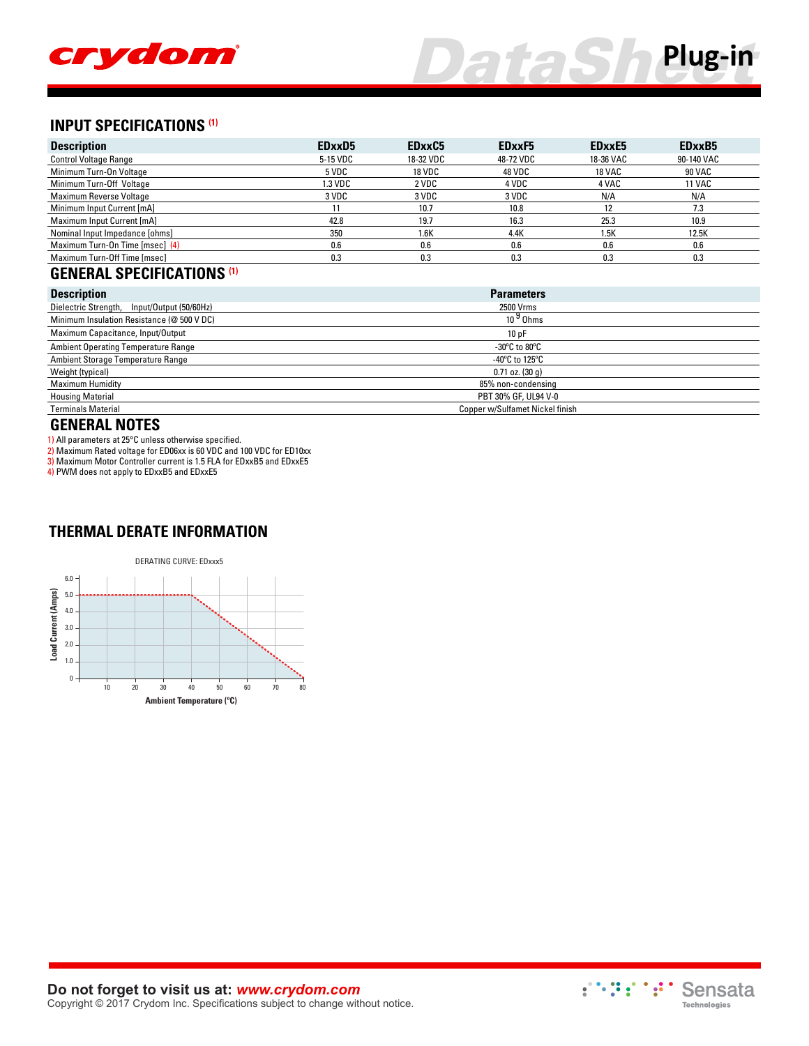## INPUT SPECIFICATIONS (1)

| Description | EDxxD5 | EDxxC5 | EDxxF5 | EDxxE5 | EDxxB5 |
|---|---|---|---|---|---|
| Control Voltage Range | 5-15 VDC | 18-32 VDC | 48-72 VDC | 18-36 VAC | 90-140 VAC |
| Minimum Turn-On Voltage | 5 VDC | 18 VDC | 48 VDC | 18 VAC | 90 VAC |
| Minimum Turn-Off Voltage | 1.3 VDC | 2 VDC | 4 VDC | 4 VAC | 11 VAC |
| Maximum Reverse Voltage | 3 VDC | 3 VDC | 3 VDC | N/A | N/A |
| Minimum Input Current [mA] | 11 | 10.7 | 10.8 | 12 | 7.3 |
| Maximum Input Current [mA] | 42.8 | 19.7 | 16.3 | 25.3 | 10.9 |
| Nominal Input Impedance [ohms] | 350 | 1.6K | 4.4K | 1.5K | 12.5K |
| Maximum Turn-On Time [msec] (4) | 0.6 | 0.6 | 0.6 | 0.6 | 0.6 |
| Maximum Turn-Off Time [msec] | 0.3 | 0.3 | 0.3 | 0.3 | 0.3 |

## GENERAL SPECIFICATIONS (1)

| Description | Parameters |
|---|---|
| Dielectric Strength, Input/Output (50/60Hz) | 2500 Vrms |
| Minimum Insulation Resistance (@ 500 V DC) | $10^9$ Ohms |
| Maximum Capacitance, Input/Output | 10 pF |
| Ambient Operating Temperature Range | -30°C to 80°C |
| Ambient Storage Temperature Range | -40°C to 125°C |
| Weight (typical) | 0.71 oz. (30 g) |
| Maximum Humidity | 85% non-condensing |
| Housing Material | PBT 30% GF, UL94 V-0 |
| Terminals Material | Copper w/Sulfamet Nickel finish |

## GENERAL NOTES

1) All parameters at 25°C unless otherwise specified.
2) Maximum Rated voltage for ED06xx is 60 VDC and 100 VDC for ED10xx
3) Maximum Motor Controller current is 1.5 FLA for EDxxB5 and EDxxE5
4) PWM does not apply to EDxxB5 and EDxxE5

## THERMAL DERATE INFORMATION

DERATING CURVE: EDxxx5

Load Current (Amps) vs. Ambient Temperature (°C): 5.0 A from 0 to 40°C, linearly derating to 0 A at 80°C.

**Do not forget to visit us at: *www.crydom.com***
Copyright © 2017 Crydom Inc. Specifications subject to change without notice.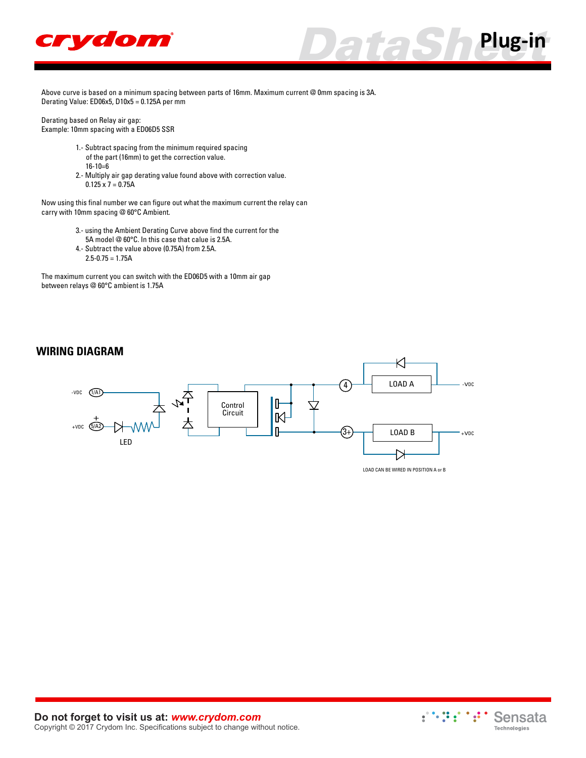Above curve is based on a minimum spacing between parts of 16mm. Maximum current @ 0mm spacing is 3A.
Derating Value: ED06x5, D10x5 = 0.125A per mm

Derating based on Relay air gap:
Example: 10mm spacing with a ED06D5 SSR

1.- Subtract spacing from the minimum required spacing of the part (16mm) to get the correction value.
16-10=6
2.- Multiply air gap derating value found above with correction value.
0.125 x 7 = 0.75A

Now using this final number we can figure out what the maximum current the relay can carry with 10mm spacing @ 60°C Ambient.

3.- using the Ambient Derating Curve above find the current for the 5A model @ 60°C. In this case that calue is 2.5A.
4.- Subtract the value above (0.75A) from 2.5A.
2.5-0.75 = 1.75A

The maximum current you can switch with the ED06D5 with a 10mm air gap between relays @ 60°C ambient is 1.75A

## WIRING DIAGRAM

-VDC (1/A1)
+VDC (5/A2)
LED
Control Circuit
(4) LOAD A -VDC
(3+) LOAD B +VDC

LOAD CAN BE WIRED IN POSITION A or B

**Do not forget to visit us at:** ***www.crydom.com***
Copyright © 2017 Crydom Inc. Specifications subject to change without notice.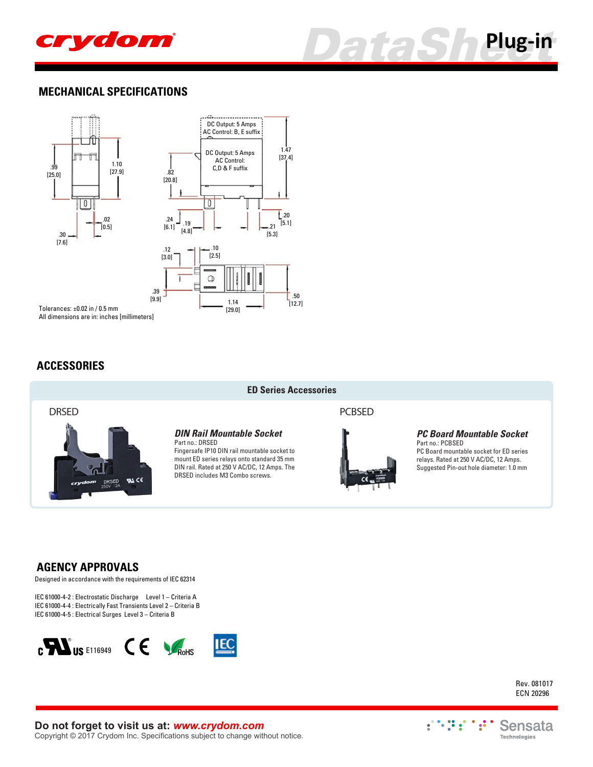## MECHANICAL SPECIFICATIONS

DC Output: 5 Amps
AC Control: B, E suffix

DC Output: 5 Amps
AC Control:
C,D & F suffix

.99 [25.0]
1.10 [27.9]
.02 [0.5]
.30 [7.6]
.82 [20.8]
1.47 [37.4]
.24 [6.1]
.19 [4.8]
.21 [5.3]
.20 [5.1]
.12 [3.0]
.10 [2.5]
.39 [9.9]
1.14 [29.0]
.50 [12.7]

Tolerances: ±0.02 in / 0.5 mm
All dimensions are in: inches [millimeters]

## ACCESSORIES

**ED Series Accessories**

DRSED

***DIN Rail Mountable Socket***
Part no.: DRSED
Fingersafe IP10 DIN rail mountable socket to mount ED series relays onto standard 35 mm DIN rail. Rated at 250 V AC/DC, 12 Amps. The DRSED includes M3 Combo screws.

PCBSED

***PC Board Mountable Socket***
Part no.: PCBSED
PC Board mountable socket for ED series relays. Rated at 250 V AC/DC, 12 Amps. Suggested Pin-out hole diameter: 1.0 mm

## AGENCY APPROVALS

Designed in accordance with the requirements of IEC 62314

IEC 61000-4-2 : Electrostatic Discharge Level 1 – Criteria A
IEC 61000-4-4 : Electrically Fast Transients Level 2 – Criteria B
IEC 61000-4-5 : Electrical Surges Level 3 – Criteria B

c UL us E116949 CE RoHS IEC

Rev. 081017
ECN 20296

**Do not forget to visit us at: *www.crydom.com***
Copyright © 2017 Crydom Inc. Specifications subject to change without notice.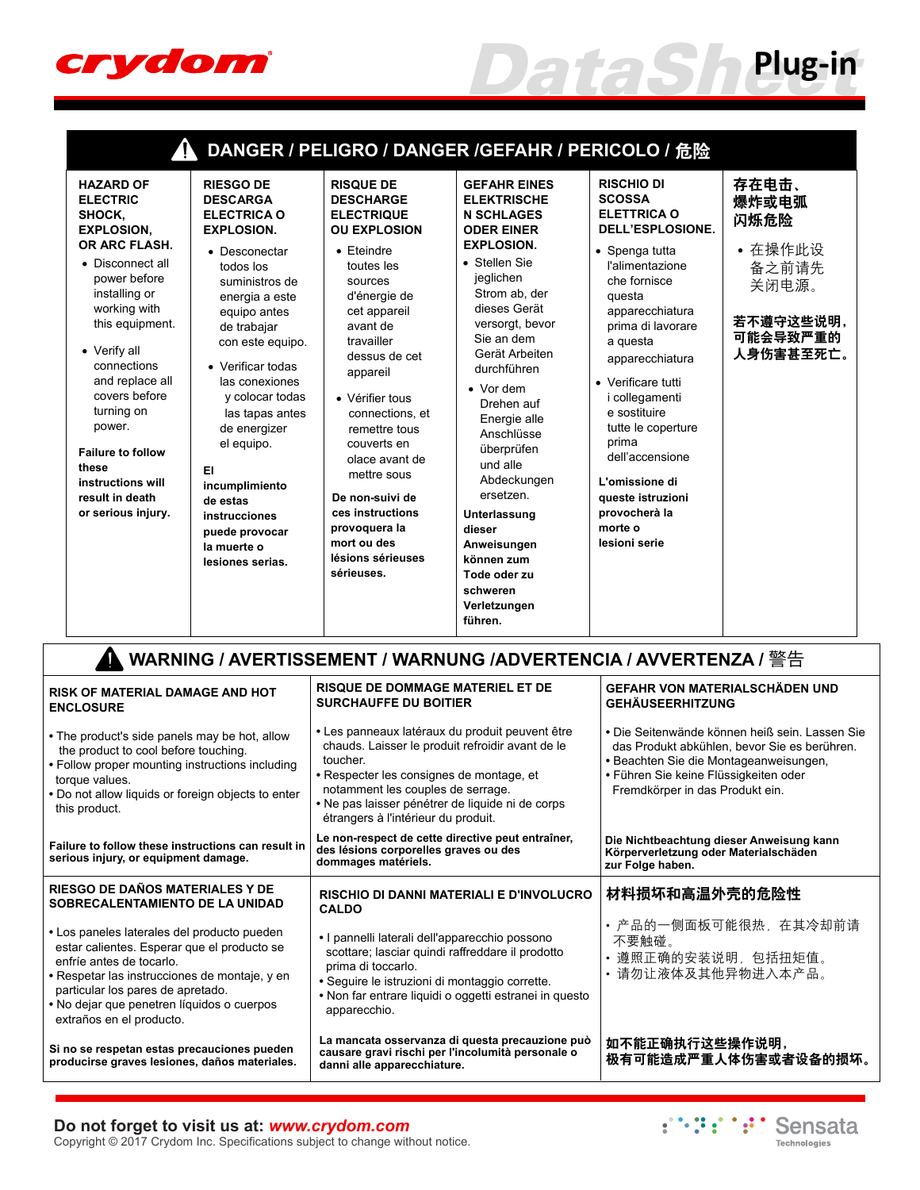## DANGER / PELIGRO / DANGER /GEFAHR / PERICOLO / 危险

**HAZARD OF ELECTRIC SHOCK, EXPLOSION, OR ARC FLASH.**

- Disconnect all power before installing or working with this equipment.
- Verify all connections and replace all covers before turning on power.

**Failure to follow these instructions will result in death or serious injury.**

**RIESGO DE DESCARGA ELECTRICA O EXPLOSION.**

- Desconectar todos los suministros de energia a este equipo antes de trabajar con este equipo.
- Verificar todas las conexiones y colocar todas las tapas antes de energizer el equipo.

**El incumplimiento de estas instrucciones puede provocar la muerte o lesiones serias.**

**RISQUE DE DESCHARGE ELECTRIQUE OU EXPLOSION**

- Eteindre toutes les sources d'énergie de cet appareil avant de travailler dessus de cet appareil
- Vérifier tous connections, et remettre tous couverts en olace avant de mettre sous

**De non-suivi de ces instructions provoquera la mort ou des lésions sérieuses sérieuses.**

**GEFAHR EINES ELEKTRISCHE N SCHLAGES ODER EINER EXPLOSION.**

- Stellen Sie jeglichen Strom ab, der dieses Gerät versorgt, bevor Sie an dem Gerät Arbeiten durchführen
- Vor dem Drehen auf Energie alle Anschlüsse überprüfen und alle Abdeckungen ersetzen.

**Unterlassung dieser Anweisungen können zum Tode oder zu schweren Verletzungen führen.**

**RISCHIO DI SCOSSA ELETTRICA O DELL'ESPLOSIONE.**

- Spenga tutta l'alimentazione che fornisce questa apparecchiatura prima di lavorare a questa apparecchiatura
- Verificare tutti i collegamenti e sostituire tutte le coperture prima dell'accensione

**L'omissione di queste istruzioni provocherà la morte o lesioni serie**

**存在电击、爆炸或电弧闪烁危险**

- 在操作此设备之前请先关闭电源。

**若不遵守这些说明，可能会导致严重的人身伤害甚至死亡。**

## WARNING / AVERTISSEMENT / WARNUNG /ADVERTENCIA / AVVERTENZA / 警告

**RISK OF MATERIAL DAMAGE AND HOT ENCLOSURE**

- The product's side panels may be hot, allow the product to cool before touching.
- Follow proper mounting instructions including torque values.
- Do not allow liquids or foreign objects to enter this product.

**Failure to follow these instructions can result in serious injury, or equipment damage.**

**RISQUE DE DOMMAGE MATERIEL ET DE SURCHAUFFE DU BOITIER**

- Les panneaux latéraux du produit peuvent être chauds. Laisser le produit refroidir avant de le toucher.
- Respecter les consignes de montage, et notamment les couples de serrage.
- Ne pas laisser pénétrer de liquide ni de corps étrangers à l'intérieur du produit.

**Le non-respect de cette directive peut entraîner, des lésions corporelles graves ou des dommages matériels.**

**GEFAHR VON MATERIALSCHÄDEN UND GEHÄUSEERHITZUNG**

- Die Seitenwände können heiß sein. Lassen Sie das Produkt abkühlen, bevor Sie es berühren.
- Beachten Sie die Montageanweisungen,
- Führen Sie keine Flüssigkeiten oder Fremdkörper in das Produkt ein.

**Die Nichtbeachtung dieser Anweisung kann Körperverletzung oder Materialschäden zur Folge haben.**

**RIESGO DE DAÑOS MATERIALES Y DE SOBRECALENTAMIENTO DE LA UNIDAD**

- Los paneles laterales del producto pueden estar calientes. Esperar que el producto se enfríe antes de tocarlo.
- Respetar las instrucciones de montaje, y en particular los pares de apretado.
- No dejar que penetren líquidos o cuerpos extraños en el producto.

**Si no se respetan estas precauciones pueden producirse graves lesiones, daños materiales.**

**RISCHIO DI DANNI MATERIALI E D'INVOLUCRO CALDO**

- I pannelli laterali dell'apparecchio possono scottare; lasciar quindi raffreddare il prodotto prima di toccarlo.
- Seguire le istruzioni di montaggio corrette.
- Non far entrare liquidi o oggetti estranei in questo apparecchio.

**La mancata osservanza di questa precauzione può causare gravi rischi per l'incolumità personale o danni alle apparecchiature.**

**材料损坏和高温外壳的危险性**

- 产品的一侧面板可能很热，在其冷却前请不要触碰。
- 遵照正确的安装说明，包括扭矩值。
- 请勿让液体及其他异物进入本产品。

**如不能正确执行这些操作说明，极有可能造成严重人体伤害或者设备的损坏。**

**Do not forget to visit us at: *www.crydom.com***

Copyright © 2017 Crydom Inc. Specifications subject to change without notice.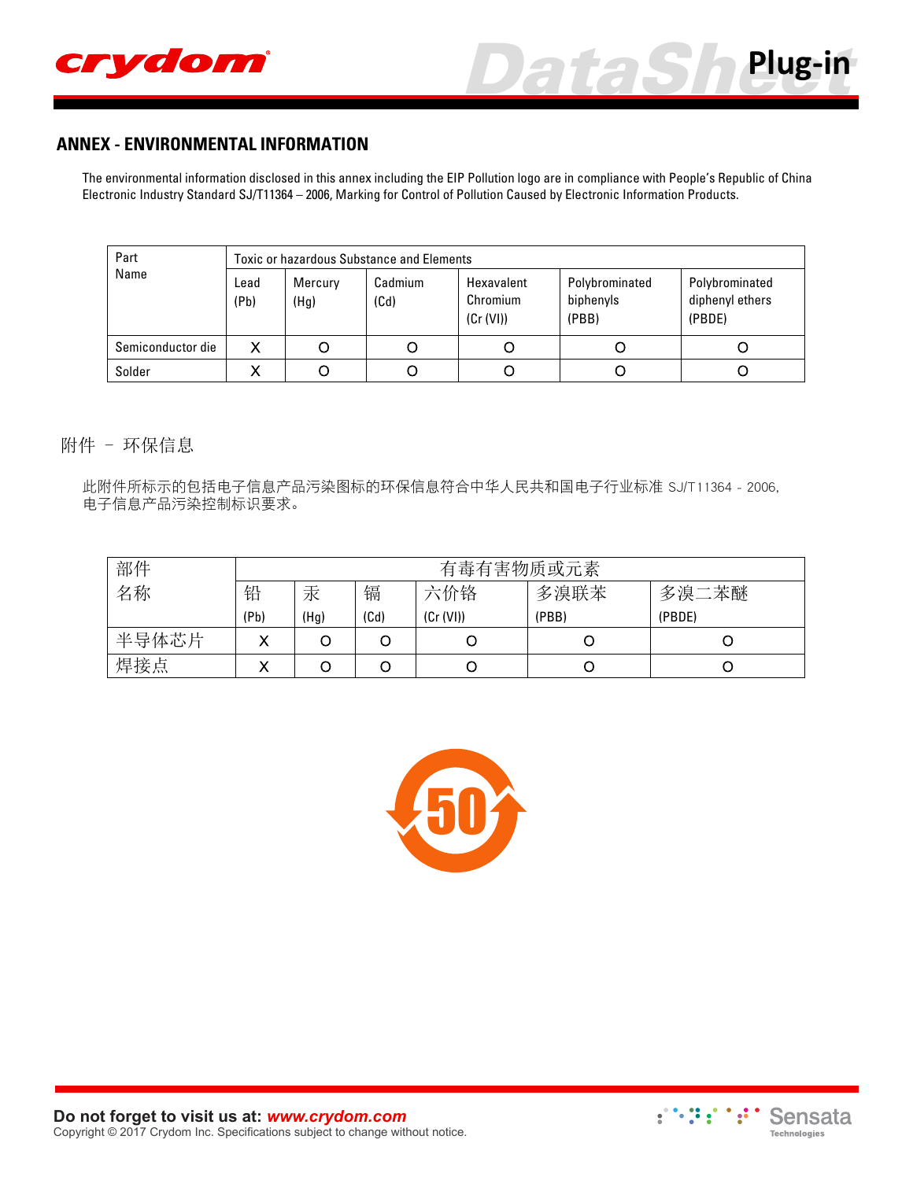## ANNEX - ENVIRONMENTAL INFORMATION

The environmental information disclosed in this annex including the EIP Pollution logo are in compliance with People's Republic of China Electronic Industry Standard SJ/T11364 – 2006, Marking for Control of Pollution Caused by Electronic Information Products.

| Part Name | Toxic or hazardous Substance and Elements | | | | | |
|---|---|---|---|---|---|---|
| | Lead (Pb) | Mercury (Hg) | Cadmium (Cd) | Hexavalent Chromium (Cr (VI)) | Polybrominated biphenyls (PBB) | Polybrominated diphenyl ethers (PBDE) |
| Semiconductor die | X | O | O | O | O | O |
| Solder | X | O | O | O | O | O |

附件 – 环保信息

此附件所标示的包括电子信息产品污染图标的环保信息符合中华人民共和国电子行业标准 SJ/T11364 - 2006, 电子信息产品污染控制标识要求。

| 部件名称 | 有毒有害物质或元素 | | | | | |
|---|---|---|---|---|---|---|
| | 铅 (Pb) | 汞 (Hg) | 镉 (Cd) | 六价铬 (Cr (VI)) | 多溴联苯 (PBB) | 多溴二苯醚 (PBDE) |
| 半导体芯片 | X | O | O | O | O | O |
| 焊接点 | X | O | O | O | O | O |

50